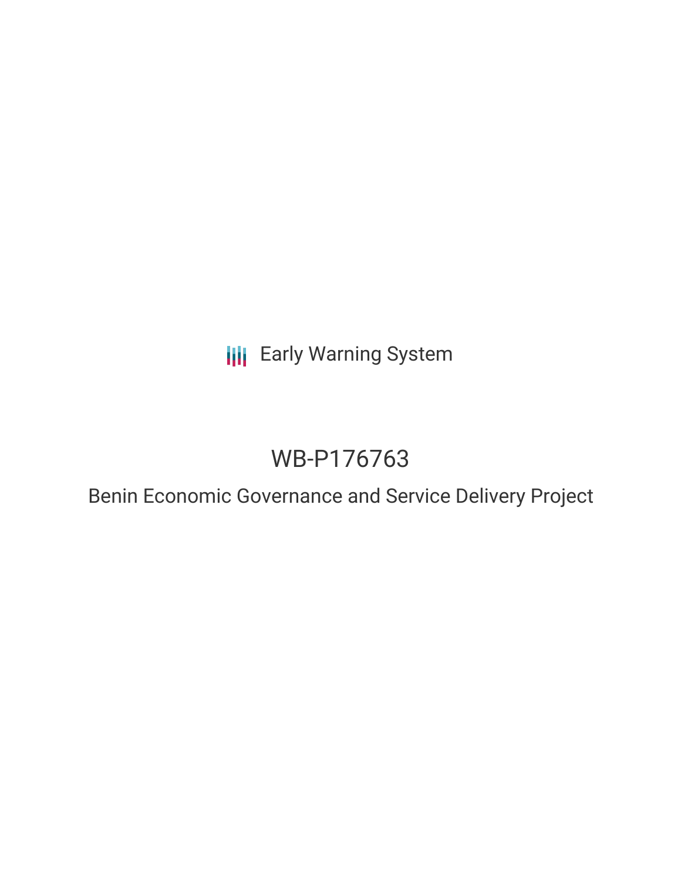Early Warning System

# WB-P176763

## Benin Economic Governance and Service Delivery Project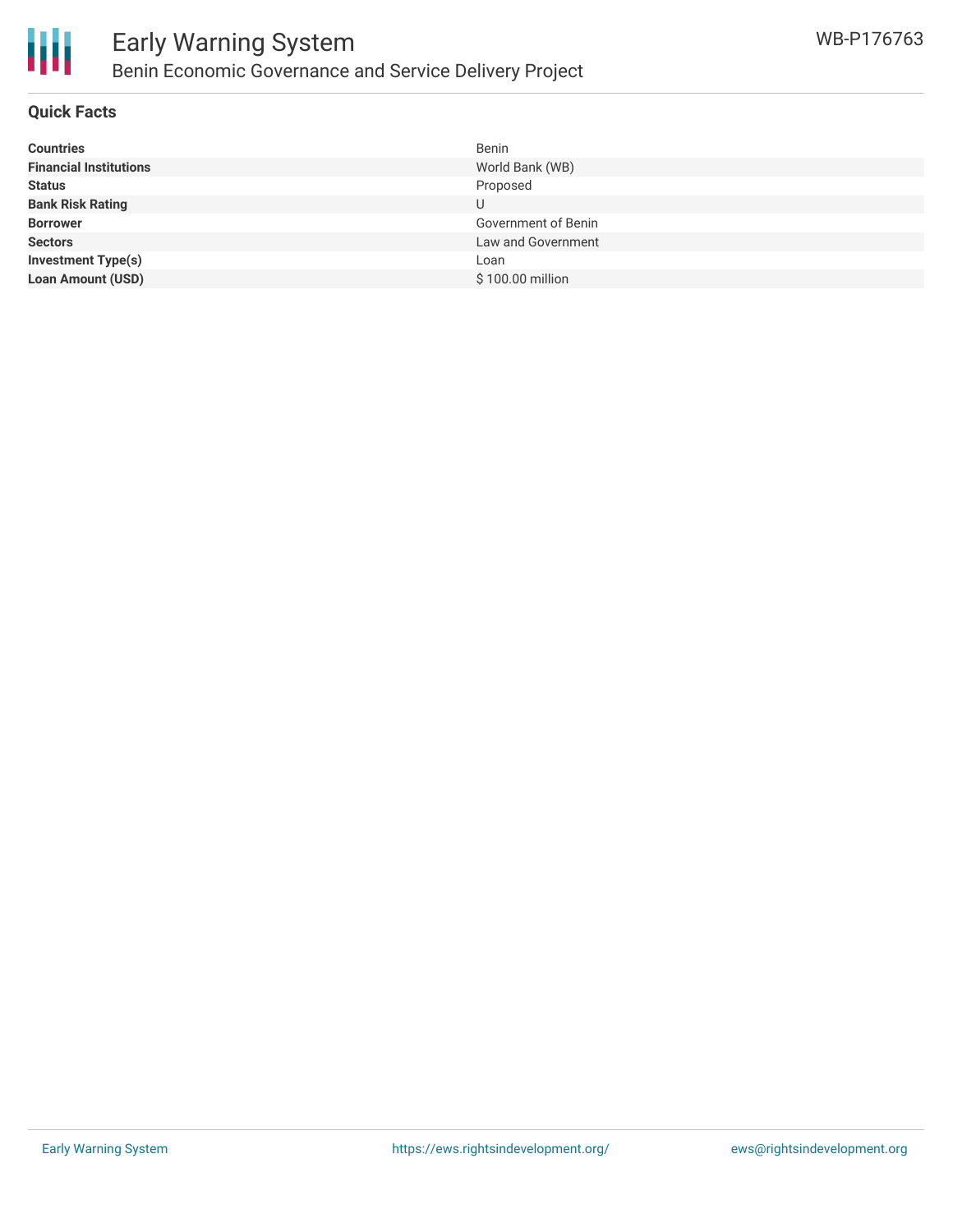## Quick Facts

| | |
|---|---|
| **Countries** | Benin |
| **Financial Institutions** | World Bank (WB) |
| **Status** | Proposed |
| **Bank Risk Rating** | U |
| **Borrower** | Government of Benin |
| **Sectors** | Law and Government |
| **Investment Type(s)** | Loan |
| **Loan Amount (USD)** | $ 100.00 million |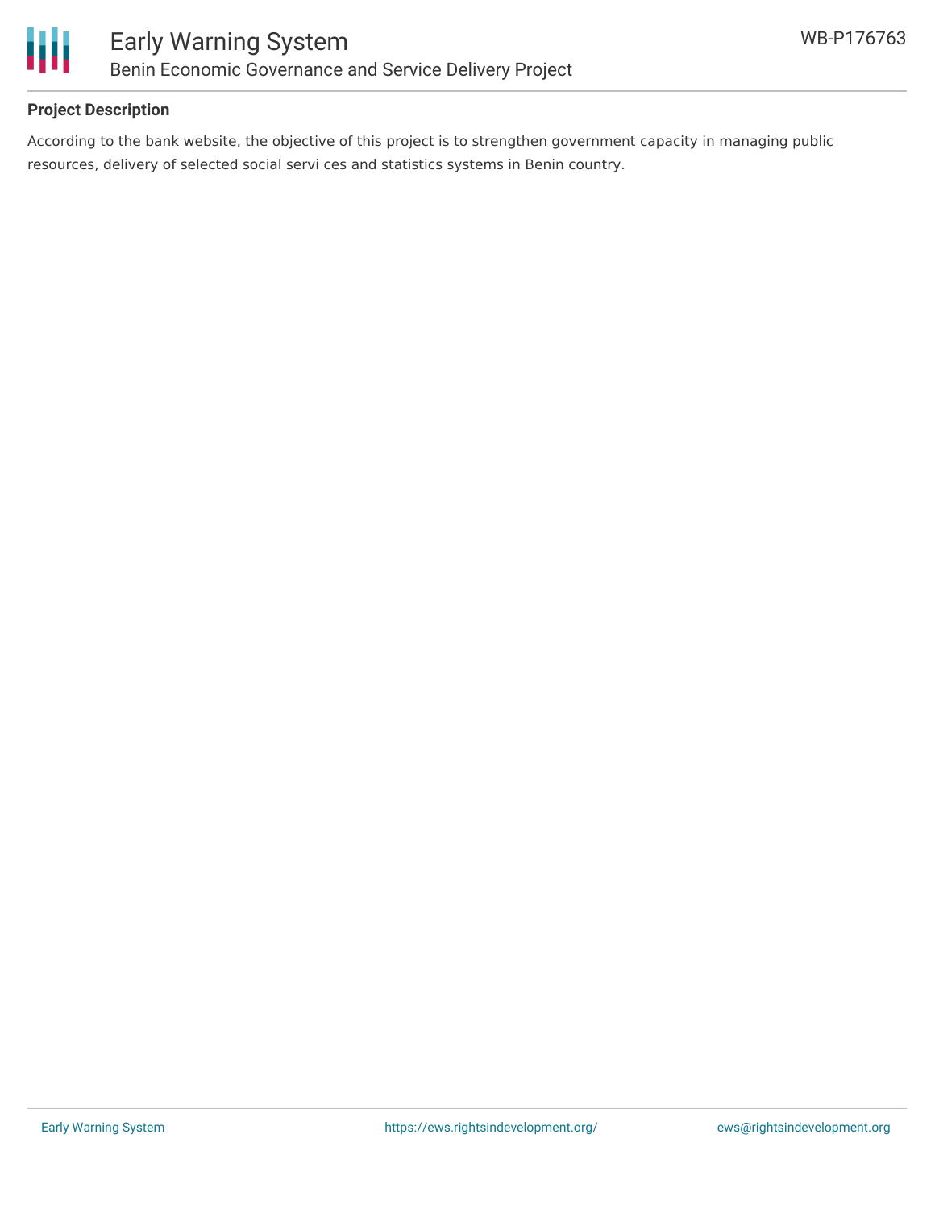## Project Description

According to the bank website, the objective of this project is to strengthen government capacity in managing public resources, delivery of selected social servi ces and statistics systems in Benin country.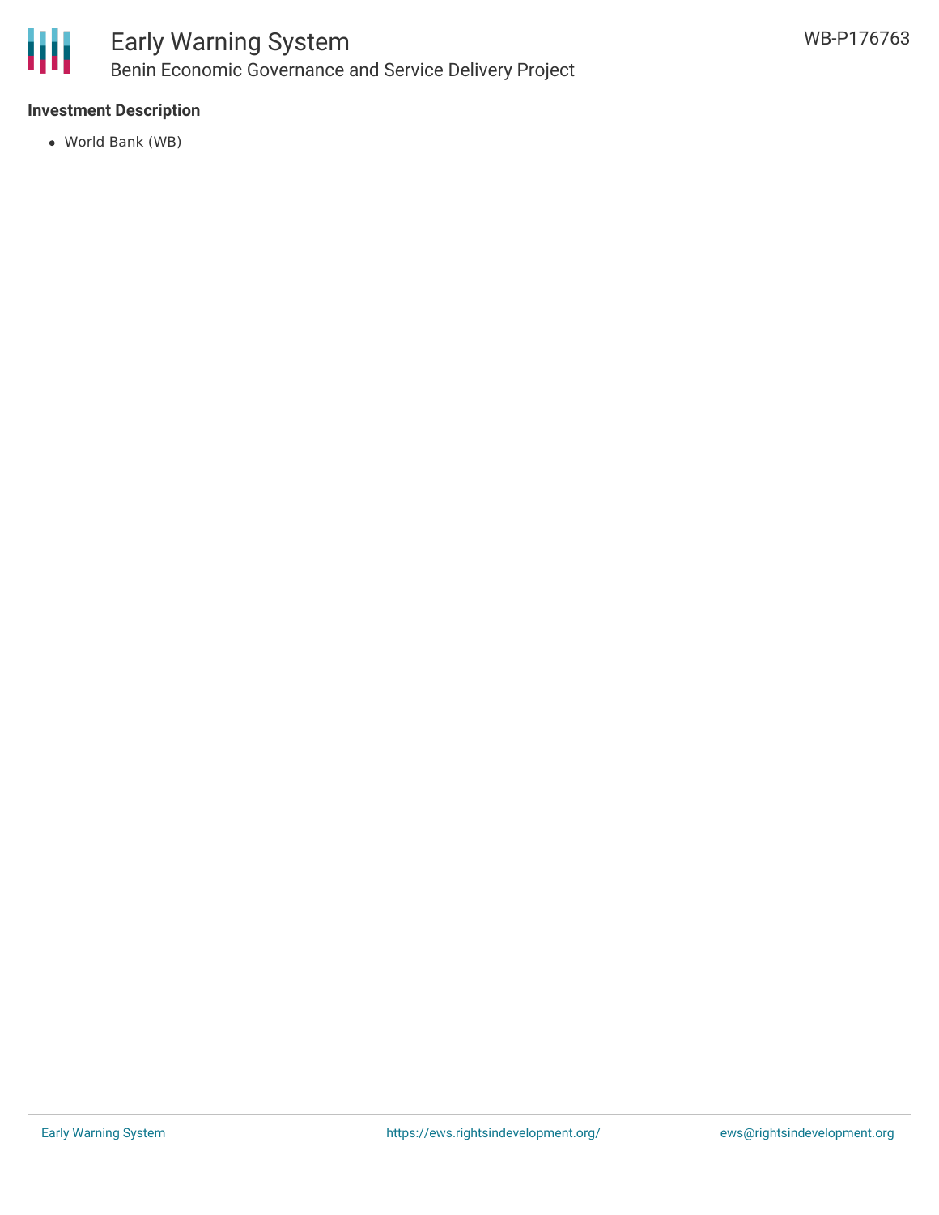### Investment Description

- World Bank (WB)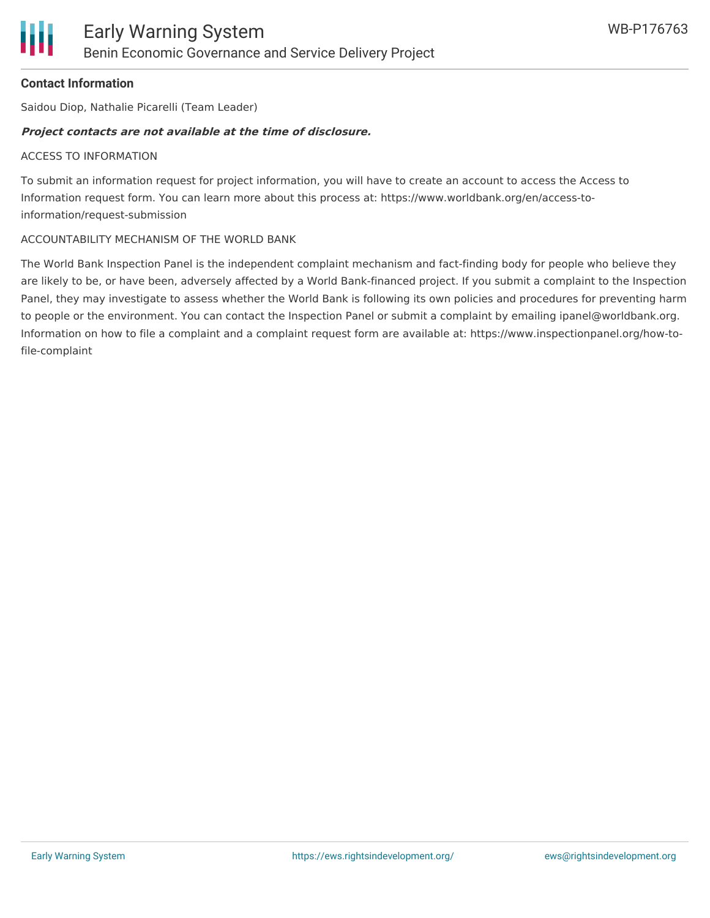**Contact Information**

Saidou Diop, Nathalie Picarelli (Team Leader)

***Project contacts are not available at the time of disclosure.***

ACCESS TO INFORMATION

To submit an information request for project information, you will have to create an account to access the Access to Information request form. You can learn more about this process at: https://www.worldbank.org/en/access-to-information/request-submission

ACCOUNTABILITY MECHANISM OF THE WORLD BANK

The World Bank Inspection Panel is the independent complaint mechanism and fact-finding body for people who believe they are likely to be, or have been, adversely affected by a World Bank-financed project. If you submit a complaint to the Inspection Panel, they may investigate to assess whether the World Bank is following its own policies and procedures for preventing harm to people or the environment. You can contact the Inspection Panel or submit a complaint by emailing ipanel@worldbank.org. Information on how to file a complaint and a complaint request form are available at: https://www.inspectionpanel.org/how-to-file-complaint